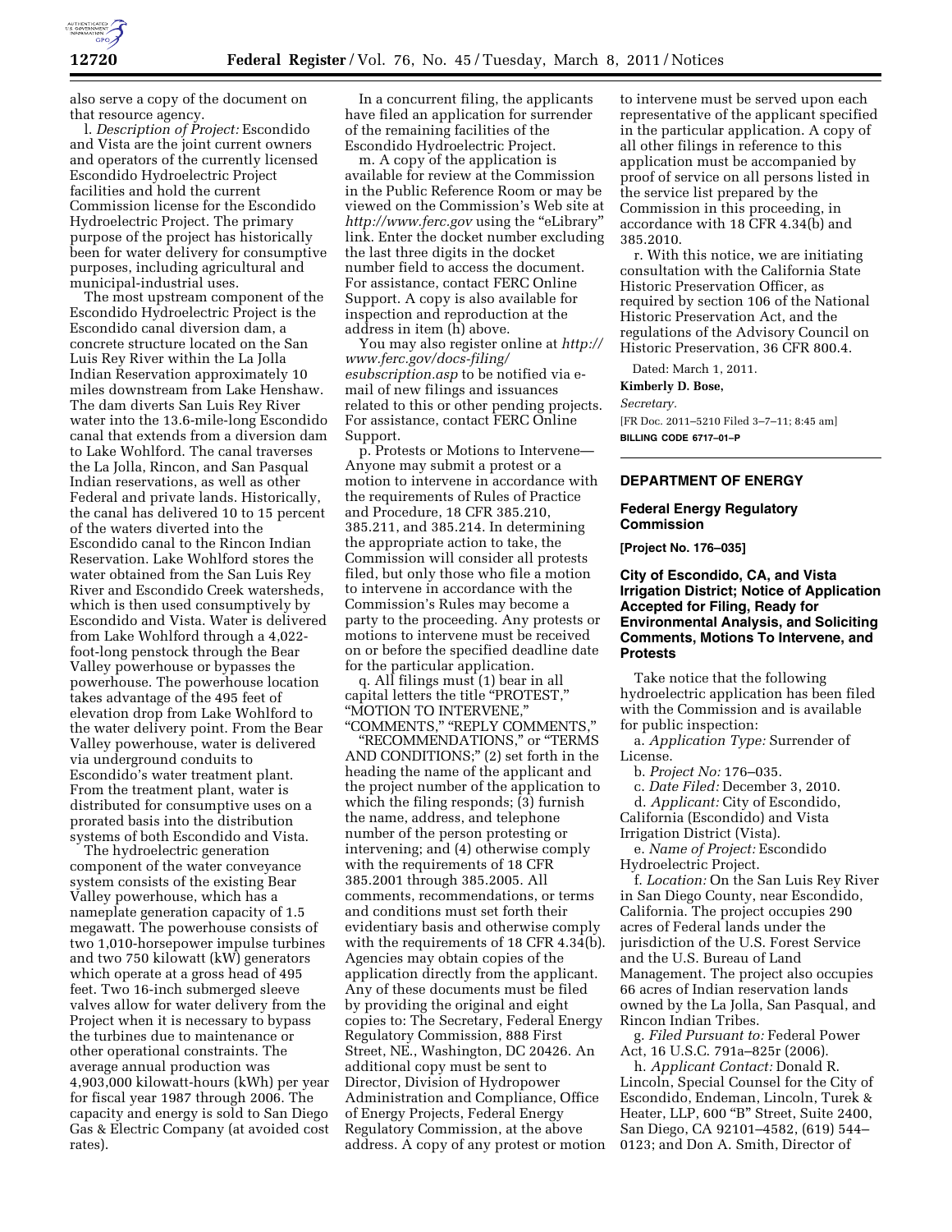also serve a copy of the document on that resource agency.

l. *Description of Project:* Escondido and Vista are the joint current owners and operators of the currently licensed Escondido Hydroelectric Project facilities and hold the current Commission license for the Escondido Hydroelectric Project. The primary purpose of the project has historically been for water delivery for consumptive purposes, including agricultural and municipal-industrial uses.

The most upstream component of the Escondido Hydroelectric Project is the Escondido canal diversion dam, a concrete structure located on the San Luis Rey River within the La Jolla Indian Reservation approximately 10 miles downstream from Lake Henshaw. The dam diverts San Luis Rey River water into the 13.6-mile-long Escondido canal that extends from a diversion dam to Lake Wohlford. The canal traverses the La Jolla, Rincon, and San Pasqual Indian reservations, as well as other Federal and private lands. Historically, the canal has delivered 10 to 15 percent of the waters diverted into the Escondido canal to the Rincon Indian Reservation. Lake Wohlford stores the water obtained from the San Luis Rey River and Escondido Creek watersheds, which is then used consumptively by Escondido and Vista. Water is delivered from Lake Wohlford through a 4,022-foot-long penstock through the Bear Valley powerhouse or bypasses the powerhouse. The powerhouse location takes advantage of the 495 feet of elevation drop from Lake Wohlford to the water delivery point. From the Bear Valley powerhouse, water is delivered via underground conduits to Escondido's water treatment plant. From the treatment plant, water is distributed for consumptive uses on a prorated basis into the distribution systems of both Escondido and Vista.

The hydroelectric generation component of the water conveyance system consists of the existing Bear Valley powerhouse, which has a nameplate generation capacity of 1.5 megawatt. The powerhouse consists of two 1,010-horsepower impulse turbines and two 750 kilowatt (kW) generators which operate at a gross head of 495 feet. Two 16-inch submerged sleeve valves allow for water delivery from the Project when it is necessary to bypass the turbines due to maintenance or other operational constraints. The average annual production was 4,903,000 kilowatt-hours (kWh) per year for fiscal year 1987 through 2006. The capacity and energy is sold to San Diego Gas & Electric Company (at avoided cost rates).

In a concurrent filing, the applicants have filed an application for surrender of the remaining facilities of the Escondido Hydroelectric Project.

m. A copy of the application is available for review at the Commission in the Public Reference Room or may be viewed on the Commission's Web site at *http://www.ferc.gov* using the "eLibrary" link. Enter the docket number excluding the last three digits in the docket number field to access the document. For assistance, contact FERC Online Support. A copy is also available for inspection and reproduction at the address in item (h) above.

You may also register online at *http://www.ferc.gov/docs-filing/esubscription.asp* to be notified via e-mail of new filings and issuances related to this or other pending projects. For assistance, contact FERC Online Support.

p. Protests or Motions to Intervene—Anyone may submit a protest or a motion to intervene in accordance with the requirements of Rules of Practice and Procedure, 18 CFR 385.210, 385.211, and 385.214. In determining the appropriate action to take, the Commission will consider all protests filed, but only those who file a motion to intervene in accordance with the Commission's Rules may become a party to the proceeding. Any protests or motions to intervene must be received on or before the specified deadline date for the particular application.

q. All filings must (1) bear in all capital letters the title "PROTEST," "MOTION TO INTERVENE," "COMMENTS," "REPLY COMMENTS," "RECOMMENDATIONS," or "TERMS AND CONDITIONS;" (2) set forth in the heading the name of the applicant and the project number of the application to which the filing responds; (3) furnish the name, address, and telephone number of the person protesting or intervening; and (4) otherwise comply with the requirements of 18 CFR 385.2001 through 385.2005. All comments, recommendations, or terms and conditions must set forth their evidentiary basis and otherwise comply with the requirements of 18 CFR 4.34(b). Agencies may obtain copies of the application directly from the applicant. Any of these documents must be filed by providing the original and eight copies to: The Secretary, Federal Energy Regulatory Commission, 888 First Street, NE., Washington, DC 20426. An additional copy must be sent to Director, Division of Hydropower Administration and Compliance, Office of Energy Projects, Federal Energy Regulatory Commission, at the above address. A copy of any protest or motion to intervene must be served upon each representative of the applicant specified in the particular application. A copy of all other filings in reference to this application must be accompanied by proof of service on all persons listed in the service list prepared by the Commission in this proceeding, in accordance with 18 CFR 4.34(b) and 385.2010.

r. With this notice, we are initiating consultation with the California State Historic Preservation Officer, as required by section 106 of the National Historic Preservation Act, and the regulations of the Advisory Council on Historic Preservation, 36 CFR 800.4.

Dated: March 1, 2011.

**Kimberly D. Bose,**

*Secretary.*

[FR Doc. 2011–5210 Filed 3–7–11; 8:45 am]

**BILLING CODE 6717–01–P**

## DEPARTMENT OF ENERGY

### Federal Energy Regulatory Commission

**[Project No. 176–035]**

### City of Escondido, CA, and Vista Irrigation District; Notice of Application Accepted for Filing, Ready for Environmental Analysis, and Soliciting Comments, Motions To Intervene, and Protests

Take notice that the following hydroelectric application has been filed with the Commission and is available for public inspection:

a. *Application Type:* Surrender of License.

b. *Project No:* 176–035.

c. *Date Filed:* December 3, 2010.

d. *Applicant:* City of Escondido, California (Escondido) and Vista Irrigation District (Vista).

e. *Name of Project:* Escondido Hydroelectric Project.

f. *Location:* On the San Luis Rey River in San Diego County, near Escondido, California. The project occupies 290 acres of Federal lands under the jurisdiction of the U.S. Forest Service and the U.S. Bureau of Land Management. The project also occupies 66 acres of Indian reservation lands owned by the La Jolla, San Pasqual, and Rincon Indian Tribes.

g. *Filed Pursuant to:* Federal Power Act, 16 U.S.C. 791a–825r (2006).

h. *Applicant Contact:* Donald R. Lincoln, Special Counsel for the City of Escondido, Endeman, Lincoln, Turek & Heater, LLP, 600 "B" Street, Suite 2400, San Diego, CA 92101–4582, (619) 544–0123; and Don A. Smith, Director of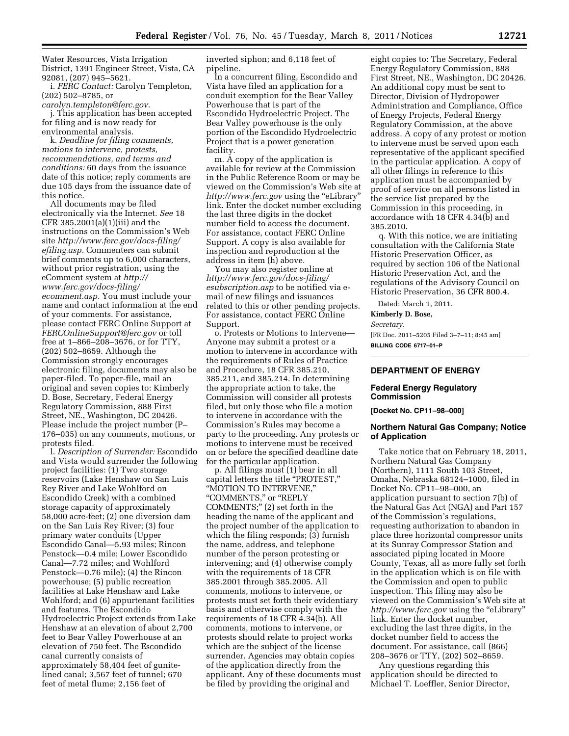Water Resources, Vista Irrigation District, 1391 Engineer Street, Vista, CA 92081, (207) 945–5621.

i. *FERC Contact:* Carolyn Templeton, (202) 502–8785, or *carolyn.templeton@ferc.gov.*

j. This application has been accepted for filing and is now ready for environmental analysis.

k. *Deadline for filing comments, motions to intervene, protests, recommendations, and terms and conditions:* 60 days from the issuance date of this notice; reply comments are due 105 days from the issuance date of this notice.

All documents may be filed electronically via the Internet. *See* 18 CFR 385.2001(a)(1)(iii) and the instructions on the Commission's Web site *http://www.ferc.gov/docs-filing/efiling.asp.* Commenters can submit brief comments up to 6,000 characters, without prior registration, using the eComment system at *http://www.ferc.gov/docs-filing/ecomment.asp.* You must include your name and contact information at the end of your comments. For assistance, please contact FERC Online Support at *FERCOnlineSupport@ferc.gov* or toll free at 1–866–208–3676, or for TTY, (202) 502–8659. Although the Commission strongly encourages electronic filing, documents may also be paper-filed. To paper-file, mail an original and seven copies to: Kimberly D. Bose, Secretary, Federal Energy Regulatory Commission, 888 First Street, NE., Washington, DC 20426. Please include the project number (P–176–035) on any comments, motions, or protests filed.

l. *Description of Surrender:* Escondido and Vista would surrender the following project facilities: (1) Two storage reservoirs (Lake Henshaw on San Luis Rey River and Lake Wohlford on Escondido Creek) with a combined storage capacity of approximately 58,000 acre-feet; (2) one diversion dam on the San Luis Rey River; (3) four primary water conduits (Upper Escondido Canal—5.93 miles; Rincon Penstock—0.4 mile; Lower Escondido Canal—7.72 miles; and Wohlford Penstock—0.76 mile); (4) the Rincon powerhouse; (5) public recreation facilities at Lake Henshaw and Lake Wohlford; and (6) appurtenant facilities and features. The Escondido Hydroelectric Project extends from Lake Henshaw at an elevation of about 2,700 feet to Bear Valley Powerhouse at an elevation of 750 feet. The Escondido canal currently consists of approximately 58,404 feet of gunite-lined canal; 3,567 feet of tunnel; 670 feet of metal flume; 2,156 feet of inverted siphon; and 6,118 feet of pipeline.

In a concurrent filing, Escondido and Vista have filed an application for a conduit exemption for the Bear Valley Powerhouse that is part of the Escondido Hydroelectric Project. The Bear Valley powerhouse is the only portion of the Escondido Hydroelectric Project that is a power generation facility.

m. A copy of the application is available for review at the Commission in the Public Reference Room or may be viewed on the Commission's Web site at *http://www.ferc.gov* using the "eLibrary" link. Enter the docket number excluding the last three digits in the docket number field to access the document. For assistance, contact FERC Online Support. A copy is also available for inspection and reproduction at the address in item (h) above.

You may also register online at *http://www.ferc.gov/docs-filing/esubscription.asp* to be notified via e-mail of new filings and issuances related to this or other pending projects. For assistance, contact FERC Online Support.

o. Protests or Motions to Intervene—Anyone may submit a protest or a motion to intervene in accordance with the requirements of Rules of Practice and Procedure, 18 CFR 385.210, 385.211, and 385.214. In determining the appropriate action to take, the Commission will consider all protests filed, but only those who file a motion to intervene in accordance with the Commission's Rules may become a party to the proceeding. Any protests or motions to intervene must be received on or before the specified deadline date for the particular application.

p. All filings must (1) bear in all capital letters the title "PROTEST," "MOTION TO INTERVENE," "COMMENTS," or "REPLY COMMENTS;" (2) set forth in the heading the name of the applicant and the project number of the application to which the filing responds; (3) furnish the name, address, and telephone number of the person protesting or intervening; and (4) otherwise comply with the requirements of 18 CFR 385.2001 through 385.2005. All comments, motions to intervene, or protests must set forth their evidentiary basis and otherwise comply with the requirements of 18 CFR 4.34(b). All comments, motions to intervene, or protests should relate to project works which are the subject of the license surrender. Agencies may obtain copies of the application directly from the applicant. Any of these documents must be filed by providing the original and eight copies to: The Secretary, Federal Energy Regulatory Commission, 888 First Street, NE., Washington, DC 20426. An additional copy must be sent to Director, Division of Hydropower Administration and Compliance, Office of Energy Projects, Federal Energy Regulatory Commission, at the above address. A copy of any protest or motion to intervene must be served upon each representative of the applicant specified in the particular application. A copy of all other filings in reference to this application must be accompanied by proof of service on all persons listed in the service list prepared by the Commission in this proceeding, in accordance with 18 CFR 4.34(b) and 385.2010.

q. With this notice, we are initiating consultation with the California State Historic Preservation Officer, as required by section 106 of the National Historic Preservation Act, and the regulations of the Advisory Council on Historic Preservation, 36 CFR 800.4.

Dated: March 1, 2011.

**Kimberly D. Bose,**

*Secretary.*

[FR Doc. 2011–5205 Filed 3–7–11; 8:45 am]

**BILLING CODE 6717–01–P**

## DEPARTMENT OF ENERGY

### Federal Energy Regulatory Commission

**[Docket No. CP11–98–000]**

### Northern Natural Gas Company; Notice of Application

Take notice that on February 18, 2011, Northern Natural Gas Company (Northern), 1111 South 103 Street, Omaha, Nebraska 68124–1000, filed in Docket No. CP11–98–000, an application pursuant to section 7(b) of the Natural Gas Act (NGA) and Part 157 of the Commission's regulations, requesting authorization to abandon in place three horizontal compressor units at its Sunray Compressor Station and associated piping located in Moore County, Texas, all as more fully set forth in the application which is on file with the Commission and open to public inspection. This filing may also be viewed on the Commission's Web site at *http://www.ferc.gov* using the "eLibrary" link. Enter the docket number, excluding the last three digits, in the docket number field to access the document. For assistance, call (866) 208–3676 or TTY, (202) 502–8659.

Any questions regarding this application should be directed to Michael T. Loeffler, Senior Director,